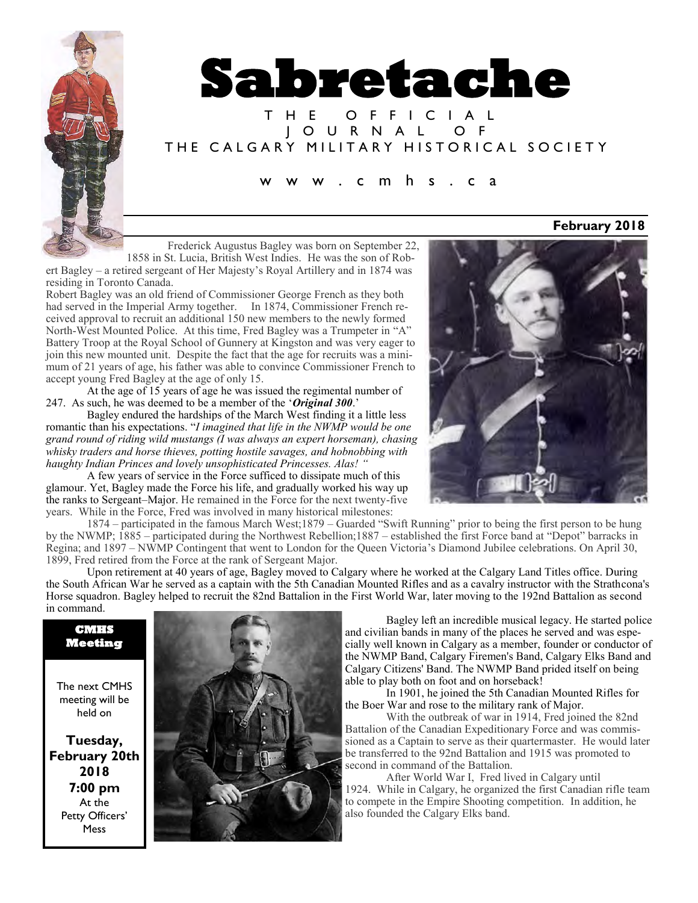# Sabretache

THE OFFICIAL JOURNAL OF THE CALGARY MILITARY HISTORICAL SOCIETY

www.cmhs.ca

**February 2018**

Frederick Augustus Bagley was born on September 22, 1858 in St. Lucia, British West Indies. He was the son of Robert Bagley – a retired sergeant of Her Majesty's Royal Artillery and in 1874 was residing in Toronto Canada.

Robert Bagley was an old friend of Commissioner George French as they both had served in the Imperial Army together. In 1874, Commissioner French received approval to recruit an additional 150 new members to the newly formed North-West Mounted Police. At this time, Fred Bagley was a Trumpeter in "A" Battery Troop at the Royal School of Gunnery at Kingston and was very eager to join this new mounted unit. Despite the fact that the age for recruits was a minimum of 21 years of age, his father was able to convince Commissioner French to accept young Fred Bagley at the age of only 15.

At the age of 15 years of age he was issued the regimental number of 247. As such, he was deemed to be a member of the '***Original 300***.'

Bagley endured the hardships of the March West finding it a little less romantic than his expectations. "*I imagined that life in the NWMP would be one grand round of riding wild mustangs (I was always an expert horseman), chasing whisky traders and horse thieves, potting hostile savages, and hobnobbing with haughty Indian Princes and lovely unsophisticated Princesses. Alas!* "

A few years of service in the Force sufficed to dissipate much of this glamour. Yet, Bagley made the Force his life, and gradually worked his way up the ranks to Sergeant–Major. He remained in the Force for the next twenty-five years. While in the Force, Fred was involved in many historical milestones:

1874 – participated in the famous March West;1879 – Guarded "Swift Running" prior to being the first person to be hung by the NWMP; 1885 – participated during the Northwest Rebellion;1887 – established the first Force band at "Depot" barracks in Regina; and 1897 – NWMP Contingent that went to London for the Queen Victoria's Diamond Jubilee celebrations. On April 30, 1899, Fred retired from the Force at the rank of Sergeant Major.

Upon retirement at 40 years of age, Bagley moved to Calgary where he worked at the Calgary Land Titles office. During the South African War he served as a captain with the 5th Canadian Mounted Rifles and as a cavalry instructor with the Strathcona's Horse squadron. Bagley helped to recruit the 82nd Battalion in the First World War, later moving to the 192nd Battalion as second in command.

Bagley left an incredible musical legacy. He started police and civilian bands in many of the places he served and was especially well known in Calgary as a member, founder or conductor of the NWMP Band, Calgary Firemen's Band, Calgary Elks Band and Calgary Citizens' Band. The NWMP Band prided itself on being able to play both on foot and on horseback!

In 1901, he joined the 5th Canadian Mounted Rifles for the Boer War and rose to the military rank of Major.

With the outbreak of war in 1914, Fred joined the 82nd Battalion of the Canadian Expeditionary Force and was commissioned as a Captain to serve as their quartermaster. He would later be transferred to the 92nd Battalion and 1915 was promoted to second in command of the Battalion.

After World War I, Fred lived in Calgary until 1924. While in Calgary, he organized the first Canadian rifle team to compete in the Empire Shooting competition. In addition, he also founded the Calgary Elks band.

**CMHS Meeting**

The next CMHS meeting will be held on

**Tuesday, February 20th 2018**
**7:00 pm**
At the Petty Officers' Mess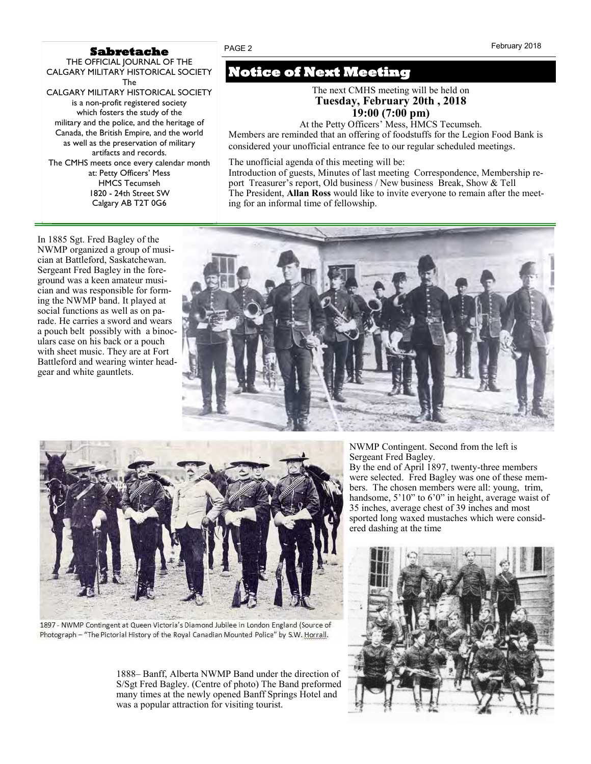**Sabretache**

THE OFFICIAL JOURNAL OF THE CALGARY MILITARY HISTORICAL SOCIETY

The CALGARY MILITARY HISTORICAL SOCIETY is a non-profit registered society which fosters the study of the military and the police, and the heritage of Canada, the British Empire, and the world as well as the preservation of military artifacts and records.

The CMHS meets once every calendar month at: Petty Officers' Mess HMCS Tecumseh 1820 - 24th Street SW Calgary AB T2T 0G6

## Notice of Next Meeting

The next CMHS meeting will be held on
**Tuesday, February 20th , 2018**
**19:00 (7:00 pm)**
At the Petty Officers' Mess, HMCS Tecumseh.

Members are reminded that an offering of foodstuffs for the Legion Food Bank is considered your unofficial entrance fee to our regular scheduled meetings.

The unofficial agenda of this meeting will be:
Introduction of guests, Minutes of last meeting Correspondence, Membership report Treasurer's report, Old business / New business Break, Show & Tell
The President, **Allan Ross** would like to invite everyone to remain after the meeting for an informal time of fellowship.

In 1885 Sgt. Fred Bagley of the NWMP organized a group of musician at Battleford, Saskatchewan. Sergeant Fred Bagley in the foreground was a keen amateur musician and was responsible for forming the NWMP band. It played at social functions as well as on parade. He carries a sword and wears a pouch belt possibly with a binoculars case on his back or a pouch with sheet music. They are at Fort Battleford and wearing winter headgear and white gauntlets.

1897 - NWMP Contingent at Queen Victoria's Diamond Jubilee in London England (Source of Photograph – "The Pictorial History of the Royal Canadian Mounted Police" by S.W. Horrall.

NWMP Contingent. Second from the left is Sergeant Fred Bagley.
By the end of April 1897, twenty-three members were selected. Fred Bagley was one of these members. The chosen members were all: young, trim, handsome, 5'10" to 6'0" in height, average waist of 35 inches, average chest of 39 inches and most sported long waxed mustaches which were considered dashing at the time

1888– Banff, Alberta NWMP Band under the direction of S/Sgt Fred Bagley. (Centre of photo) The Band preformed many times at the newly opened Banff Springs Hotel and was a popular attraction for visiting tourist.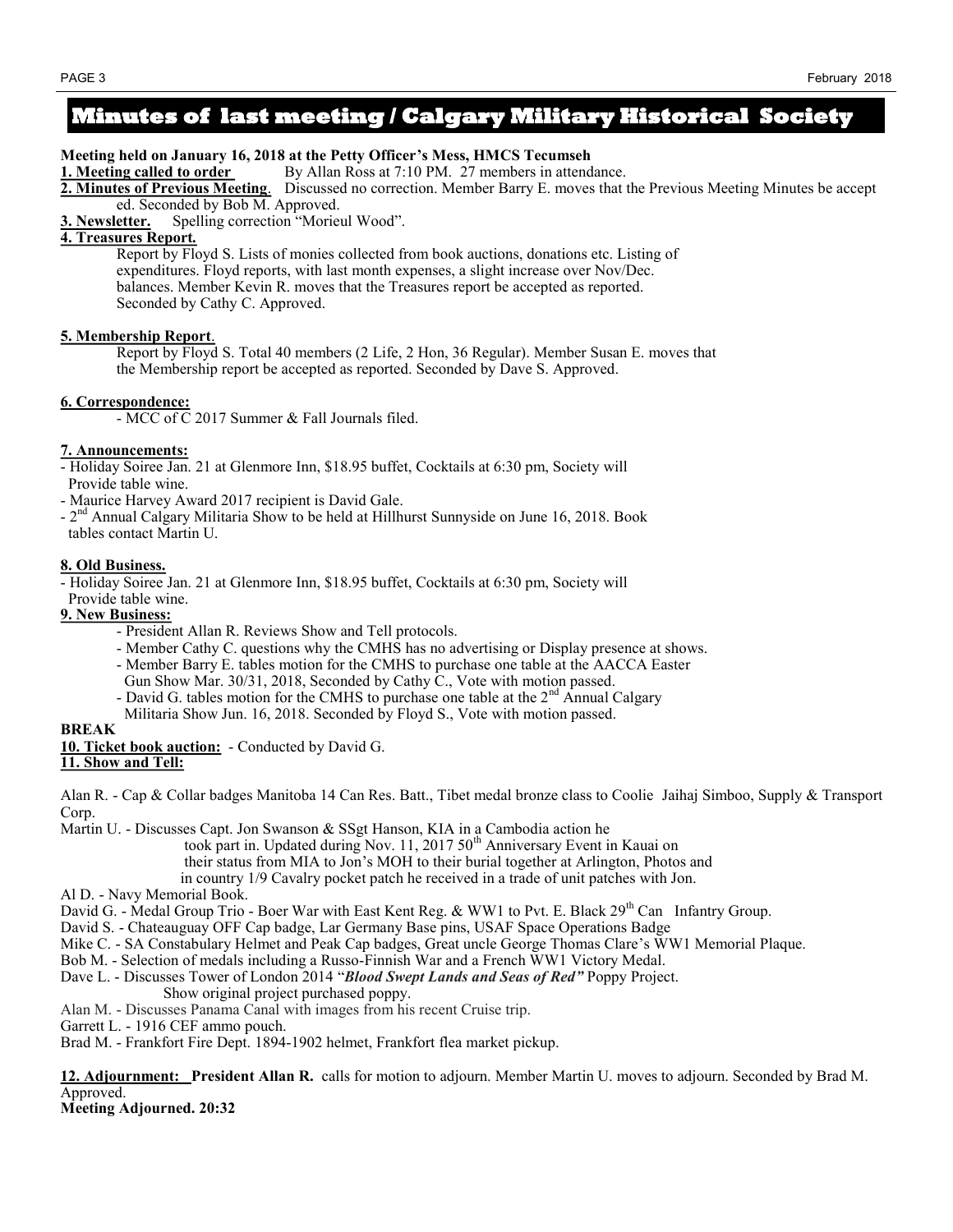# Minutes of last meeting / Calgary Military Historical Society

**Meeting held on January 16, 2018 at the Petty Officer's Mess, HMCS Tecumseh**

**1. Meeting called to order** By Allan Ross at 7:10 PM. 27 members in attendance.

**2. Minutes of Previous Meeting**. Discussed no correction. Member Barry E. moves that the Previous Meeting Minutes be accepted. Seconded by Bob M. Approved.

**3. Newsletter.** Spelling correction "Morieul Wood".

**4. Treasures Report.**

Report by Floyd S. Lists of monies collected from book auctions, donations etc. Listing of expenditures. Floyd reports, with last month expenses, a slight increase over Nov/Dec. balances. Member Kevin R. moves that the Treasures report be accepted as reported. Seconded by Cathy C. Approved.

**5. Membership Report**.

Report by Floyd S. Total 40 members (2 Life, 2 Hon, 36 Regular). Member Susan E. moves that the Membership report be accepted as reported. Seconded by Dave S. Approved.

**6. Correspondence:**

- MCC of C 2017 Summer & Fall Journals filed.

**7. Announcements:**

- Holiday Soiree Jan. 21 at Glenmore Inn, $18.95 buffet, Cocktails at 6:30 pm, Society will Provide table wine.
- Maurice Harvey Award 2017 recipient is David Gale.
- 2nd Annual Calgary Militaria Show to be held at Hillhurst Sunnyside on June 16, 2018. Book tables contact Martin U.

**8. Old Business.**

- Holiday Soiree Jan. 21 at Glenmore Inn, $18.95 buffet, Cocktails at 6:30 pm, Society will Provide table wine.

**9. New Business:**

- President Allan R. Reviews Show and Tell protocols.
- Member Cathy C. questions why the CMHS has no advertising or Display presence at shows.
- Member Barry E. tables motion for the CMHS to purchase one table at the AACCA Easter Gun Show Mar. 30/31, 2018, Seconded by Cathy C., Vote with motion passed.
- David G. tables motion for the CMHS to purchase one table at the 2nd Annual Calgary Militaria Show Jun. 16, 2018. Seconded by Floyd S., Vote with motion passed.

**BREAK**

**10. Ticket book auction:** - Conducted by David G.

**11. Show and Tell:**

Alan R. - Cap & Collar badges Manitoba 14 Can Res. Batt., Tibet medal bronze class to Coolie Jaihaj Simboo, Supply & Transport Corp.

Martin U. - Discusses Capt. Jon Swanson & SSgt Hanson, KIA in a Cambodia action he took part in. Updated during Nov. 11, 2017 50th Anniversary Event in Kauai on their status from MIA to Jon's MOH to their burial together at Arlington, Photos and in country 1/9 Cavalry pocket patch he received in a trade of unit patches with Jon.

Al D. - Navy Memorial Book.

David G. - Medal Group Trio - Boer War with East Kent Reg. & WW1 to Pvt. E. Black 29th Can Infantry Group.

David S. - Chateauguay OFF Cap badge, Lar Germany Base pins, USAF Space Operations Badge

Mike C. - SA Constabulary Helmet and Peak Cap badges, Great uncle George Thomas Clare's WW1 Memorial Plaque.

Bob M. - Selection of medals including a Russo-Finnish War and a French WW1 Victory Medal.

Dave L. - Discusses Tower of London 2014 "***Blood Swept Lands and Seas of Red***" Poppy Project. Show original project purchased poppy.

Alan M. - Discusses Panama Canal with images from his recent Cruise trip.

Garrett L. - 1916 CEF ammo pouch.

Brad M. - Frankfort Fire Dept. 1894-1902 helmet, Frankfort flea market pickup.

**12. Adjournment: President Allan R.** calls for motion to adjourn. Member Martin U. moves to adjourn. Seconded by Brad M. Approved.

**Meeting Adjourned. 20:32**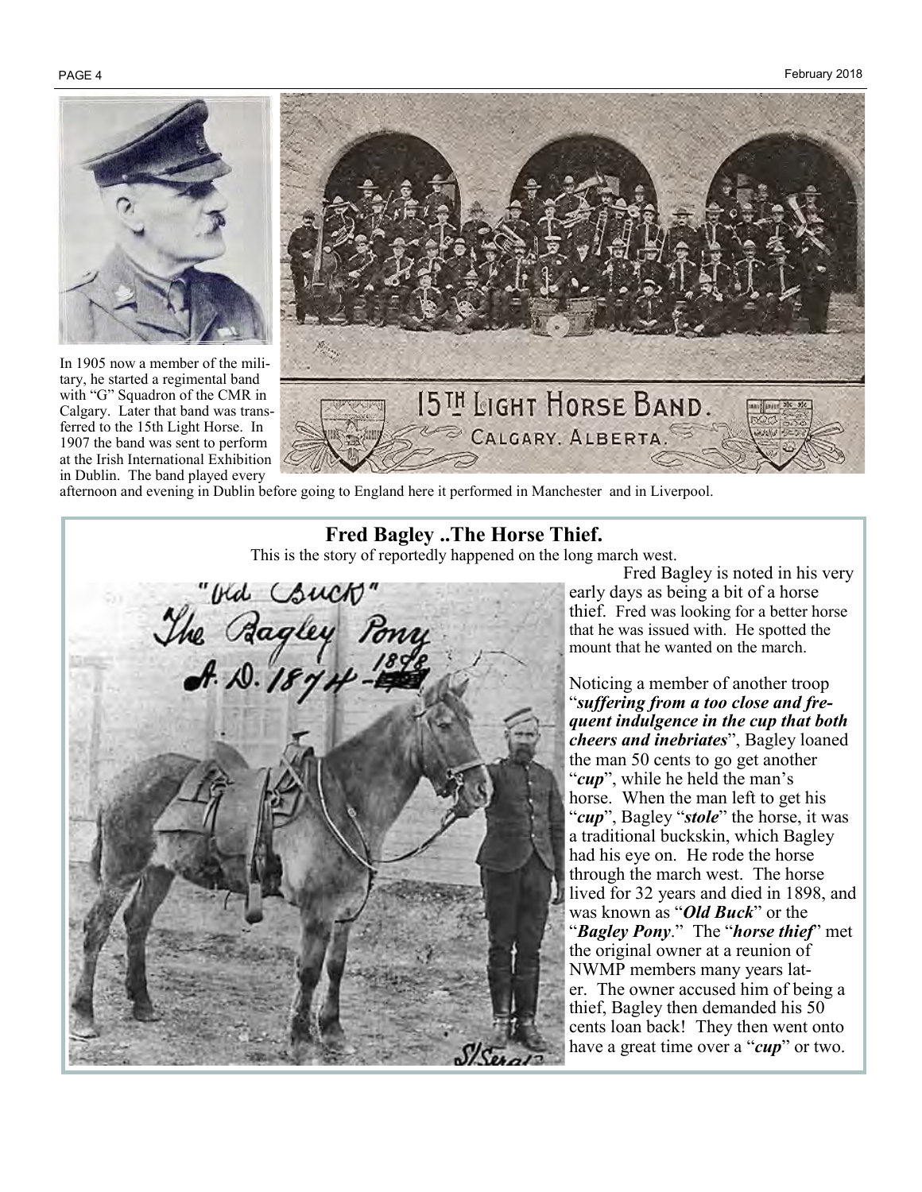In 1905 now a member of the military, he started a regimental band with "G" Squadron of the CMR in Calgary. Later that band was transferred to the 15th Light Horse. In 1907 the band was sent to perform at the Irish International Exhibition in Dublin. The band played every afternoon and evening in Dublin before going to England here it performed in Manchester and in Liverpool.

## Fred Bagley ..The Horse Thief.

This is the story of reportedly happened on the long march west.

Fred Bagley is noted in his very early days as being a bit of a horse thief. Fred was looking for a better horse that he was issued with. He spotted the mount that he wanted on the march.

Noticing a member of another troop "***suffering from a too close and frequent indulgence in the cup that both cheers and inebriates***", Bagley loaned the man 50 cents to go get another "***cup***", while he held the man's horse. When the man left to get his "***cup***", Bagley "***stole***" the horse, it was a traditional buckskin, which Bagley had his eye on. He rode the horse through the march west. The horse lived for 32 years and died in 1898, and was known as "***Old Buck***" or the "***Bagley Pony***." The "***horse thief***" met the original owner at a reunion of NWMP members many years later. The owner accused him of being a thief, Bagley then demanded his 50 cents loan back! They then went onto have a great time over a "***cup***" or two.